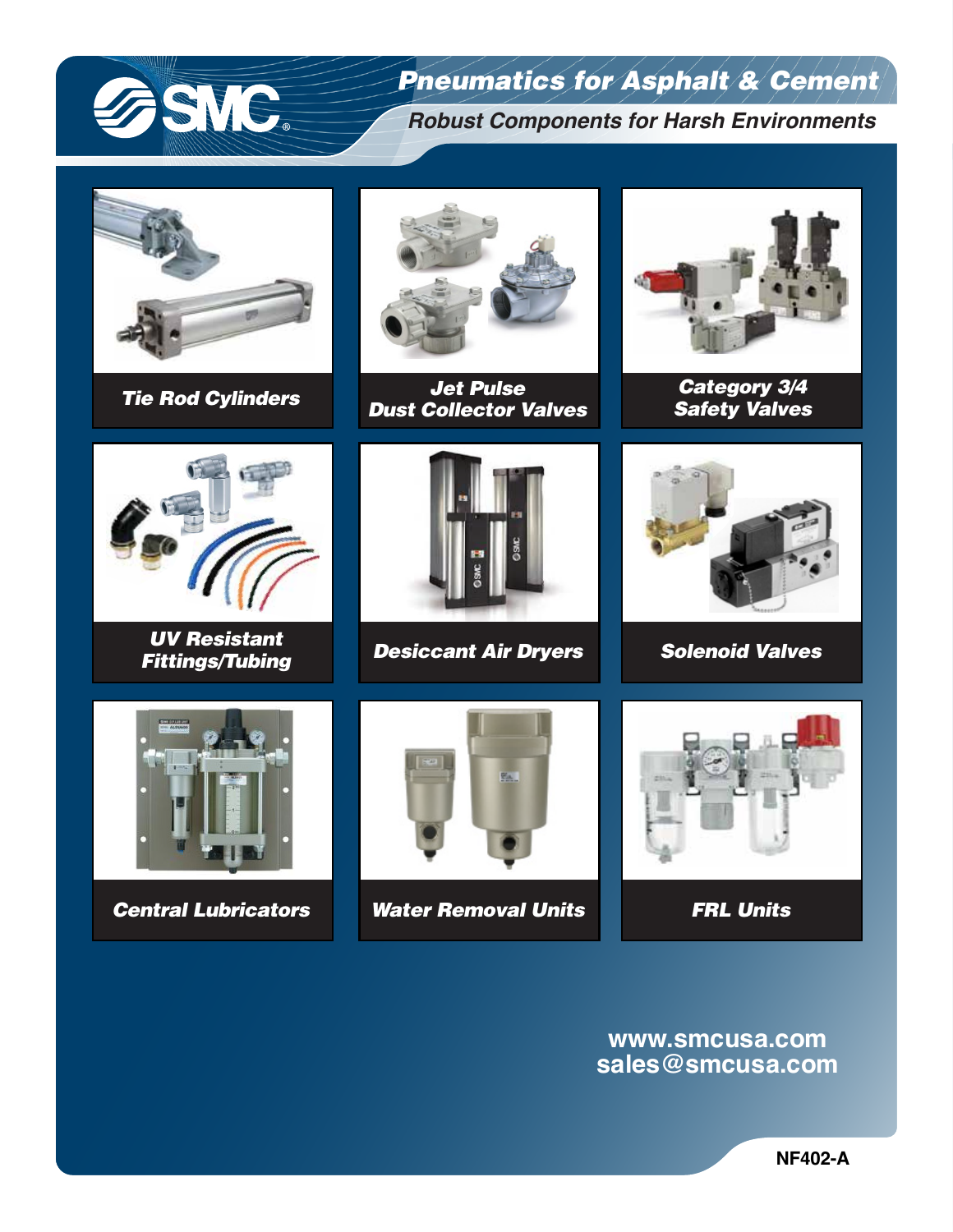# Pneumatics for Asphalt & Cement

## Robust Components for Harsh Environments

- ***Tie Rod Cylinders***
- ***Jet Pulse Dust Collector Valves***
- ***Category 3/4 Safety Valves***
- ***UV Resistant Fittings/Tubing***
- ***Desiccant Air Dryers***
- ***Solenoid Valves***
- ***Central Lubricators***
- ***Water Removal Units***
- ***FRL Units***

**www.smcusa.com**
**sales@smcusa.com**

**NF402-A**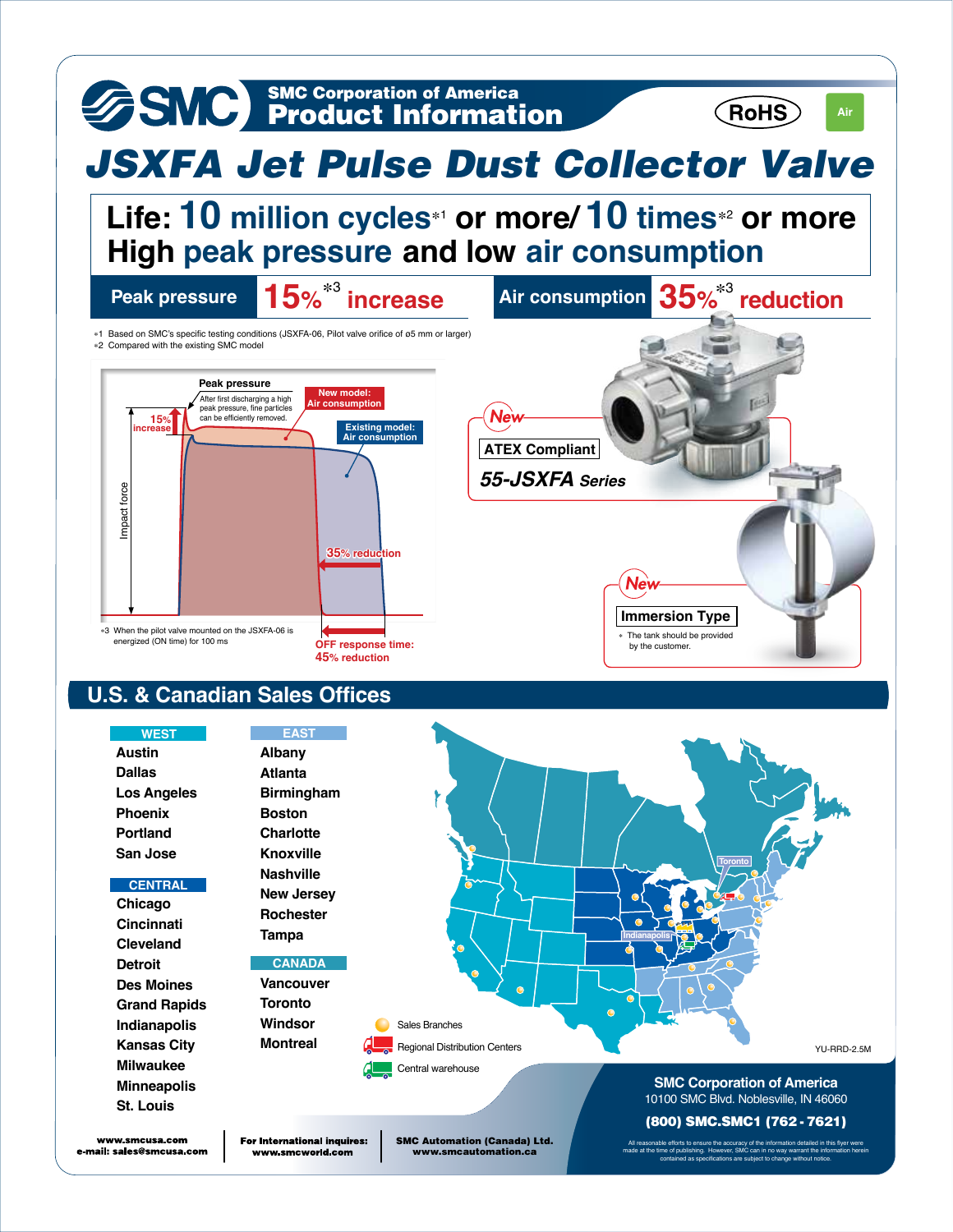SMC Corporation of America
**Product Information**

RoHS Air

# JSXFA Jet Pulse Dust Collector Valve

**Life: 10 million cycles*1 or more/ 10 times*2 or more**
**High peak pressure and low air consumption**

**Peak pressure 15%*3 increase** | **Air consumption 35%*3 reduction**

*1 Based on SMC's specific testing conditions (JSXFA-06, Pilot valve orifice of ø5 mm or larger)
*2 Compared with the existing SMC model

Peak pressure
After first discharging a high peak pressure, fine particles can be efficiently removed.
15% increase
New model: Air consumption
Existing model: Air consumption
Impact force
35% reduction
OFF response time: 45% reduction

*3 When the pilot valve mounted on the JSXFA-06 is energized (ON time) for 100 ms

New
ATEX Compliant
*55-JSXFA Series*

New
Immersion Type
* The tank should be provided by the customer.

## U.S. & Canadian Sales Offices

**WEST**
- Austin
- Dallas
- Los Angeles
- Phoenix
- Portland
- San Jose

**CENTRAL**
- Chicago
- Cincinnati
- Cleveland
- Detroit
- Des Moines
- Grand Rapids
- Indianapolis
- Kansas City
- Milwaukee
- Minneapolis
- St. Louis

**EAST**
- Albany
- Atlanta
- Birmingham
- Boston
- Charlotte
- Knoxville
- Nashville
- New Jersey
- Rochester
- Tampa

**CANADA**
- Vancouver
- Toronto
- Windsor
- Montreal

Toronto
Indianapolis

Sales Branches
Regional Distribution Centers
Central warehouse

YU-RRD-2.5M

**SMC Corporation of America**
10100 SMC Blvd. Noblesville, IN 46060
**(800) SMC.SMC1 (762-7621)**

www.smcusa.com
e-mail: sales@smcusa.com

For International inquires: www.smcworld.com

SMC Automation (Canada) Ltd. www.smcautomation.ca

All reasonable efforts to ensure the accuracy of the information detailed in this flyer were made at the time of publishing. However, SMC can in no way warrant the information herein contained as specifications are subject to change without notice.